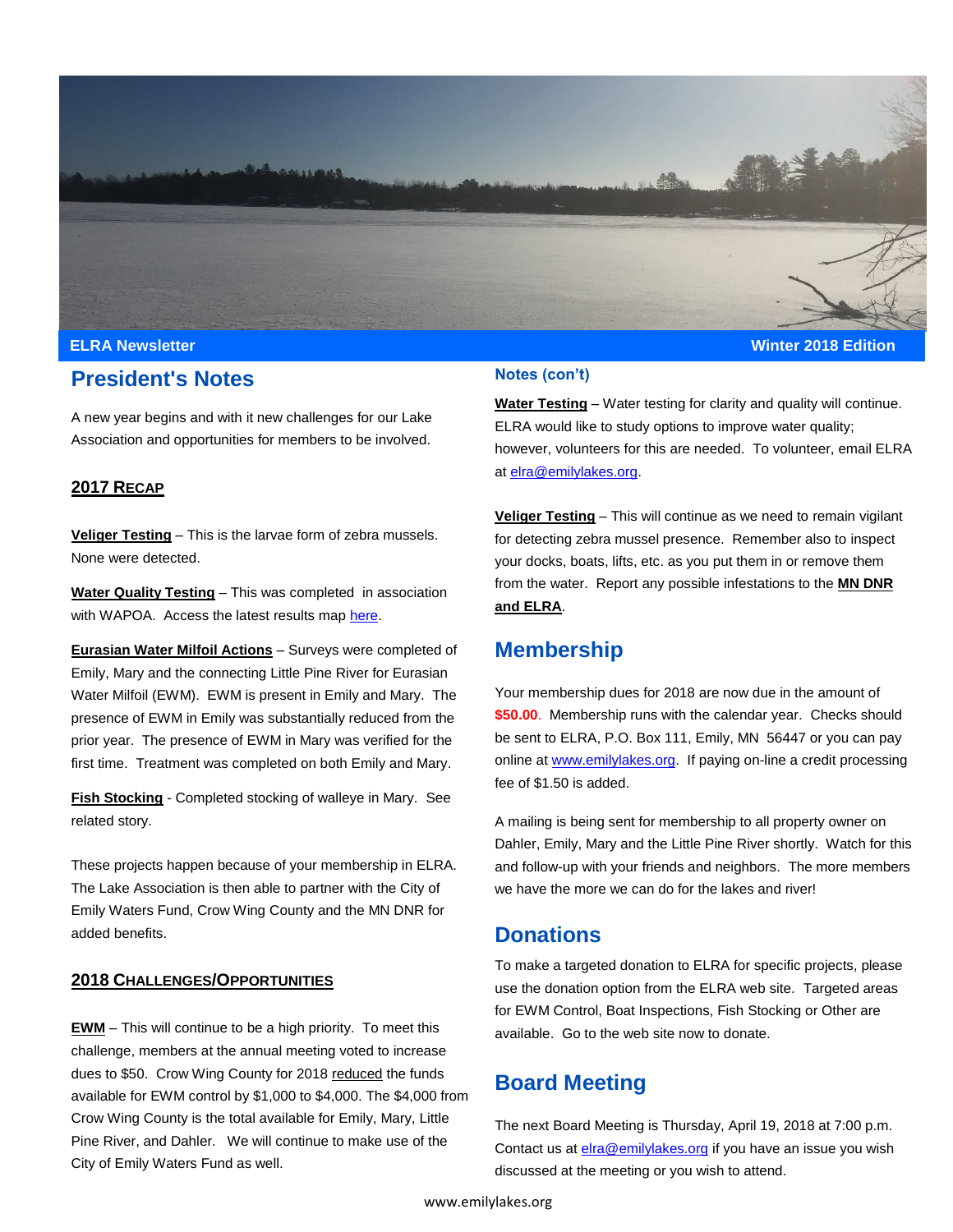**ELRA Newsletter** **Winter 2018 Edition**

# President's Notes

A new year begins and with it new challenges for our Lake Association and opportunities for members to be involved.

## 2017 RECAP

**Veliger Testing** – This is the larvae form of zebra mussels. None were detected.

**Water Quality Testing** – This was completed in association with WAPOA. Access the latest results map here.

**Eurasian Water Milfoil Actions** – Surveys were completed of Emily, Mary and the connecting Little Pine River for Eurasian Water Milfoil (EWM). EWM is present in Emily and Mary. The presence of EWM in Emily was substantially reduced from the prior year. The presence of EWM in Mary was verified for the first time. Treatment was completed on both Emily and Mary.

**Fish Stocking** - Completed stocking of walleye in Mary. See related story.

These projects happen because of your membership in ELRA. The Lake Association is then able to partner with the City of Emily Waters Fund, Crow Wing County and the MN DNR for added benefits.

## 2018 CHALLENGES/OPPORTUNITIES

**EWM** – This will continue to be a high priority. To meet this challenge, members at the annual meeting voted to increase dues to $50. Crow Wing County for 2018 reduced the funds available for EWM control by $1,000 to $4,000. The $4,000 from Crow Wing County is the total available for Emily, Mary, Little Pine River, and Dahler. We will continue to make use of the City of Emily Waters Fund as well.

### Notes (con't)

**Water Testing** – Water testing for clarity and quality will continue. ELRA would like to study options to improve water quality; however, volunteers for this are needed. To volunteer, email ELRA at elra@emilylakes.org.

**Veliger Testing** – This will continue as we need to remain vigilant for detecting zebra mussel presence. Remember also to inspect your docks, boats, lifts, etc. as you put them in or remove them from the water. Report any possible infestations to the **MN DNR and ELRA**.

# Membership

Your membership dues for 2018 are now due in the amount of **$50.00**. Membership runs with the calendar year. Checks should be sent to ELRA, P.O. Box 111, Emily, MN 56447 or you can pay online at www.emilylakes.org. If paying on-line a credit processing fee of $1.50 is added.

A mailing is being sent for membership to all property owner on Dahler, Emily, Mary and the Little Pine River shortly. Watch for this and follow-up with your friends and neighbors. The more members we have the more we can do for the lakes and river!

# Donations

To make a targeted donation to ELRA for specific projects, please use the donation option from the ELRA web site. Targeted areas for EWM Control, Boat Inspections, Fish Stocking or Other are available. Go to the web site now to donate.

# Board Meeting

The next Board Meeting is Thursday, April 19, 2018 at 7:00 p.m. Contact us at elra@emilylakes.org if you have an issue you wish discussed at the meeting or you wish to attend.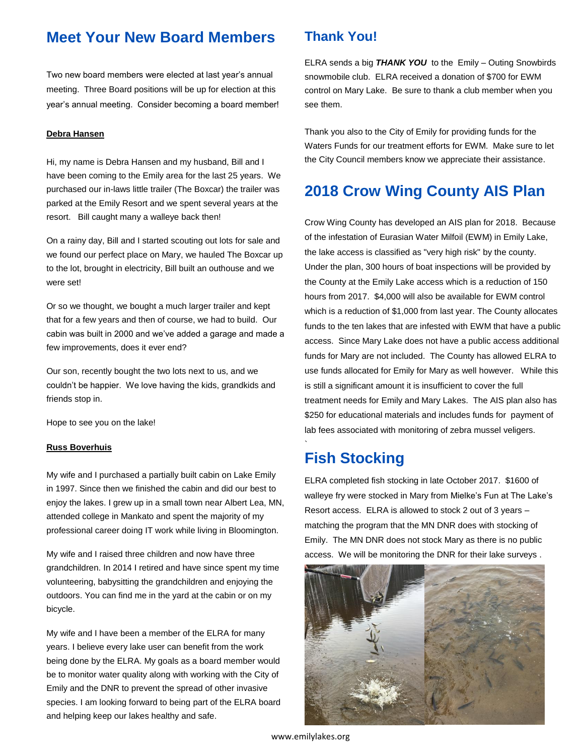## Meet Your New Board Members

Two new board members were elected at last year's annual meeting. Three Board positions will be up for election at this year's annual meeting. Consider becoming a board member!

**Debra Hansen**

Hi, my name is Debra Hansen and my husband, Bill and I have been coming to the Emily area for the last 25 years. We purchased our in-laws little trailer (The Boxcar) the trailer was parked at the Emily Resort and we spent several years at the resort. Bill caught many a walleye back then!

On a rainy day, Bill and I started scouting out lots for sale and we found our perfect place on Mary, we hauled The Boxcar up to the lot, brought in electricity, Bill built an outhouse and we were set!

Or so we thought, we bought a much larger trailer and kept that for a few years and then of course, we had to build. Our cabin was built in 2000 and we've added a garage and made a few improvements, does it ever end?

Our son, recently bought the two lots next to us, and we couldn't be happier. We love having the kids, grandkids and friends stop in.

Hope to see you on the lake!

**Russ Boverhuis**

My wife and I purchased a partially built cabin on Lake Emily in 1997. Since then we finished the cabin and did our best to enjoy the lakes. I grew up in a small town near Albert Lea, MN, attended college in Mankato and spent the majority of my professional career doing IT work while living in Bloomington.

My wife and I raised three children and now have three grandchildren. In 2014 I retired and have since spent my time volunteering, babysitting the grandchildren and enjoying the outdoors. You can find me in the yard at the cabin or on my bicycle.

My wife and I have been a member of the ELRA for many years. I believe every lake user can benefit from the work being done by the ELRA. My goals as a board member would be to monitor water quality along with working with the City of Emily and the DNR to prevent the spread of other invasive species. I am looking forward to being part of the ELRA board and helping keep our lakes healthy and safe.

## Thank You!

ELRA sends a big ***THANK YOU*** to the Emily – Outing Snowbirds snowmobile club. ELRA received a donation of $700 for EWM control on Mary Lake. Be sure to thank a club member when you see them.

Thank you also to the City of Emily for providing funds for the Waters Funds for our treatment efforts for EWM. Make sure to let the City Council members know we appreciate their assistance.

## 2018 Crow Wing County AIS Plan

Crow Wing County has developed an AIS plan for 2018. Because of the infestation of Eurasian Water Milfoil (EWM) in Emily Lake, the lake access is classified as "very high risk" by the county. Under the plan, 300 hours of boat inspections will be provided by the County at the Emily Lake access which is a reduction of 150 hours from 2017. $4,000 will also be available for EWM control which is a reduction of $1,000 from last year. The County allocates funds to the ten lakes that are infested with EWM that have a public access. Since Mary Lake does not have a public access additional funds for Mary are not included. The County has allowed ELRA to use funds allocated for Emily for Mary as well however. While this is still a significant amount it is insufficient to cover the full treatment needs for Emily and Mary Lakes. The AIS plan also has $250 for educational materials and includes funds for payment of lab fees associated with monitoring of zebra mussel veligers.

## Fish Stocking

ELRA completed fish stocking in late October 2017. $1600 of walleye fry were stocked in Mary from Mielke's Fun at The Lake's Resort access. ELRA is allowed to stock 2 out of 3 years – matching the program that the MN DNR does with stocking of Emily. The MN DNR does not stock Mary as there is no public access. We will be monitoring the DNR for their lake surveys .